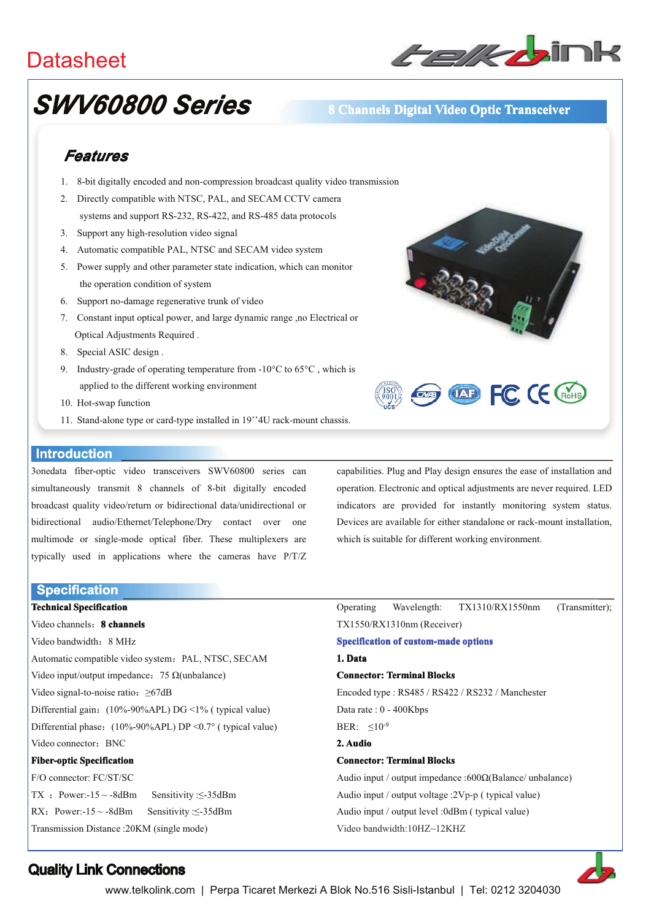Datasheet

# SWV60800 Series

**8 Channels Digital Video Optic Transceiver**

## Features

1. 8-bit digitally encoded and non-compression broadcast quality video transmission
2. Directly compatible with NTSC, PAL, and SECAM CCTV camera systems and support RS-232, RS-422, and RS-485 data protocols
3. Support any high-resolution video signal
4. Automatic compatible PAL, NTSC and SECAM video system
5. Power supply and other parameter state indication, which can monitor the operation condition of system
6. Support no-damage regenerative trunk of video
7. Constant input optical power, and large dynamic range ,no Electrical or Optical Adjustments Required .
8. Special ASIC design .
9. Industry-grade of operating temperature from -10°C to 65°C , which is applied to the different working environment
10. Hot-swap function
11. Stand-alone type or card-type installed in 19''4U rack-mount chassis.

## Introduction

3onedata fiber-optic video transceivers SWV60800 series can simultaneously transmit 8 channels of 8-bit digitally encoded broadcast quality video/return or bidirectional data/unidirectional or bidirectional audio/Ethernet/Telephone/Dry contact over one multimode or single-mode optical fiber. These multiplexers are typically used in applications where the cameras have P/T/Z capabilities. Plug and Play design ensures the ease of installation and operation. Electronic and optical adjustments are never required. LED indicators are provided for instantly monitoring system status. Devices are available for either standalone or rack-mount installation, which is suitable for different working environment.

## Specification

**Technical Specification**

Video channels：**8 channels**

Video bandwidth：8 MHz

Automatic compatible video system：PAL, NTSC, SECAM

Video input/output impedance：75 Ω(unbalance)

Video signal-to-noise ratio：≥67dB

Differential gain：(10%-90%APL) DG <1% ( typical value)

Differential phase：(10%-90%APL) DP <0.7° ( typical value)

Video connector：BNC

**Fiber-optic Specification**

F/O connector: FC/ST/SC

TX ：Power:-15 ~ -8dBm Sensitivity :≤-35dBm

RX：Power:-15 ~ -8dBm Sensitivity :≤-35dBm

Transmission Distance :20KM (single mode)

Operating Wavelength: TX1310/RX1550nm (Transmitter); TX1550/RX1310nm (Receiver)

**Specification of custom-made options**

**1. Data**

**Connector: Terminal Blocks**

Encoded type : RS485 / RS422 / RS232 / Manchester

Data rate : 0 - 400Kbps

BER: $\leq 10^{-9}$

**2. Audio**

**Connector: Terminal Blocks**

Audio input / output impedance :600Ω(Balance/ unbalance)

Audio input / output voltage :2Vp-p ( typical value)

Audio input / output level :0dBm ( typical value)

Video bandwidth:10HZ~12KHZ

**Quality Link Connections**

www.telkolink.com | Perpa Ticaret Merkezi A Blok No.516 Sisli-Istanbul | Tel: 0212 3204030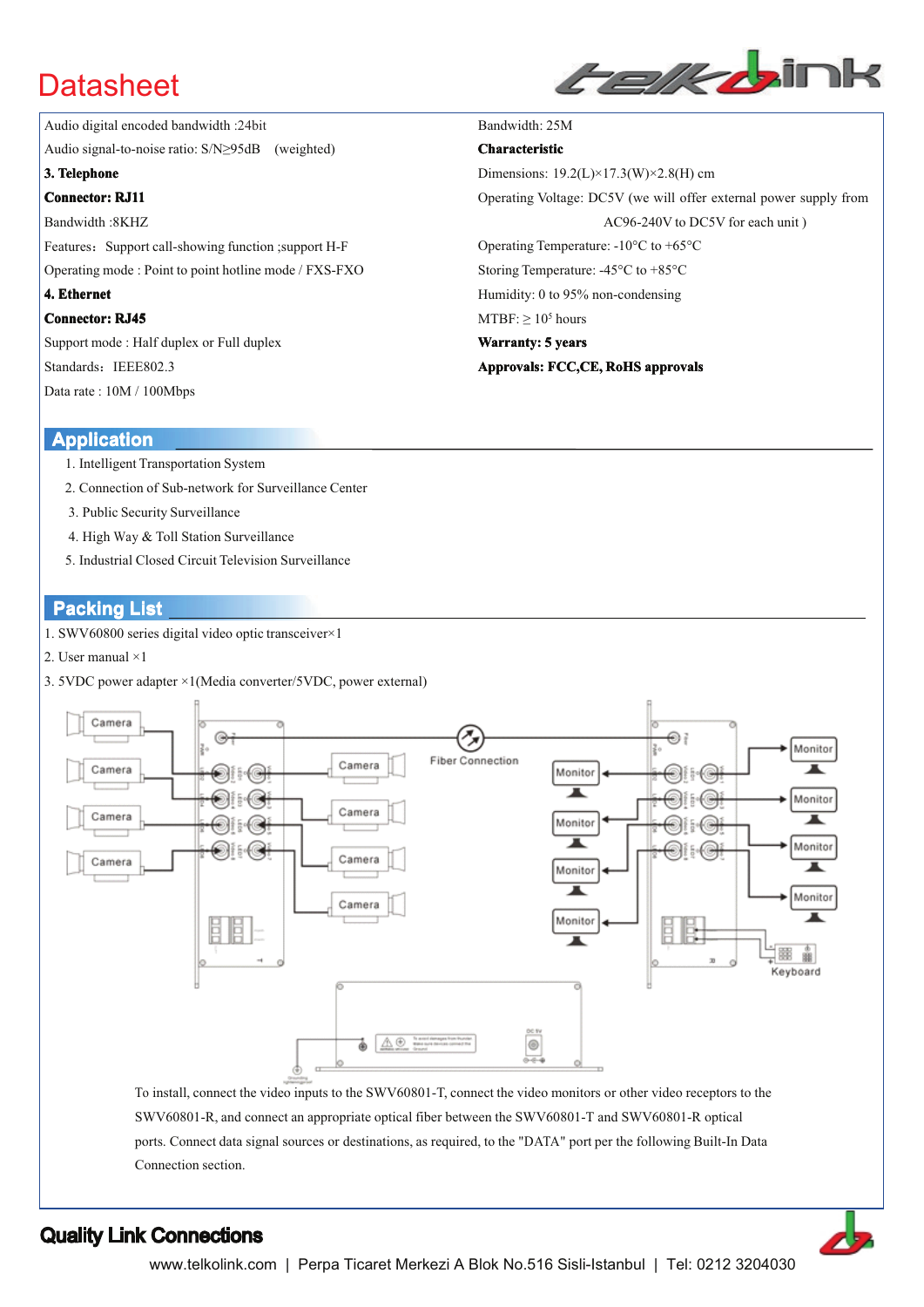Audio digital encoded bandwidth :24bit

Audio signal-to-noise ratio: S/N≥95dB (weighted)

**3. Telephone**

**Connector: RJ11**

Bandwidth :8KHZ

Features：Support call-showing function ;support H-F

Operating mode : Point to point hotline mode / FXS-FXO

**4. Ethernet**

**Connector: RJ45**

Support mode : Half duplex or Full duplex

Standards：IEEE802.3

Data rate : 10M / 100Mbps

Bandwidth: 25M

**Characteristic**

Dimensions: 19.2(L)×17.3(W)×2.8(H) cm

Operating Voltage: DC5V (we will offer external power supply from AC96-240V to DC5V for each unit )

Operating Temperature: -10°C to +65°C

Storing Temperature: -45°C to +85°C

Humidity: 0 to 95% non-condensing

MTBF: ≥ $10^5$ hours

**Warranty: 5 years**

**Approvals: FCC,CE, RoHS approvals**

## Application

1. Intelligent Transportation System
2. Connection of Sub-network for Surveillance Center
3. Public Security Surveillance
4. High Way & Toll Station Surveillance
5. Industrial Closed Circuit Television Surveillance

## Packing List

1. SWV60800 series digital video optic transceiver×1
2. User manual ×1
3. 5VDC power adapter ×1(Media converter/5VDC, power external)

Camera
Camera
Camera
Camera
Camera
Camera
Camera
Camera
Fiber Connection
Monitor
Monitor
Monitor
Monitor
Monitor
Monitor
Monitor
Monitor
Keyboard

To install, connect the video inputs to the SWV60801-T, connect the video monitors or other video receptors to the SWV60801-R, and connect an appropriate optical fiber between the SWV60801-T and SWV60801-R optical ports. Connect data signal sources or destinations, as required, to the "DATA" port per the following Built-In Data Connection section.

**Quality Link Connections**

www.telkolink.com | Perpa Ticaret Merkezi A Blok No.516 Sisli-Istanbul | Tel: 0212 3204030